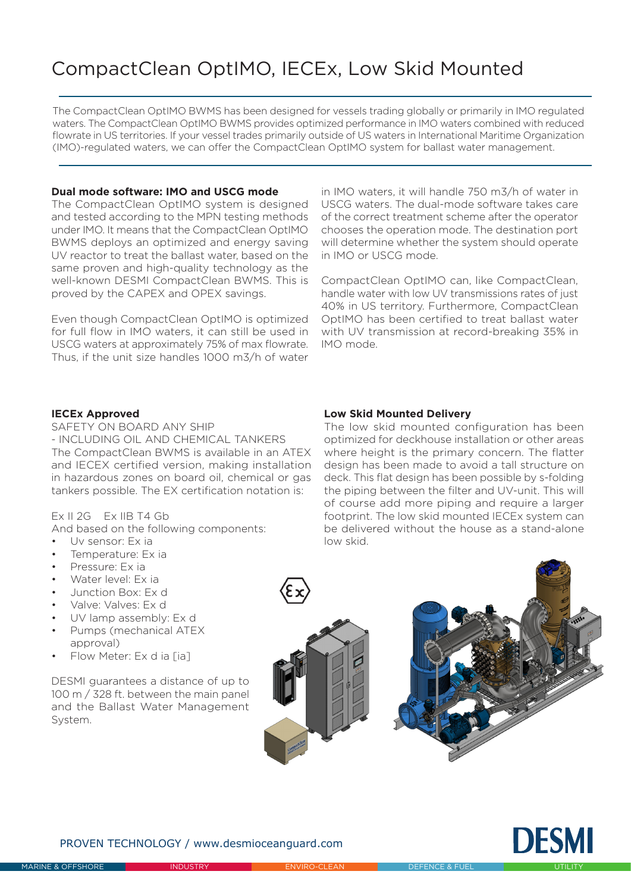# CompactClean OptIMO, IECEx, Low Skid Mounted

The CompactClean OptIMO BWMS has been designed for vessels trading globally or primarily in IMO regulated waters. The CompactClean OptIMO BWMS provides optimized performance in IMO waters combined with reduced flowrate in US territories. If your vessel trades primarily outside of US waters in International Maritime Organization (IMO)-regulated waters, we can offer the CompactClean OptIMO system for ballast water management.

**Dual mode software: IMO and USCG mode**

The CompactClean OptIMO system is designed and tested according to the MPN testing methods under IMO. It means that the CompactClean OptIMO BWMS deploys an optimized and energy saving UV reactor to treat the ballast water, based on the same proven and high-quality technology as the well-known DESMI CompactClean BWMS. This is proved by the CAPEX and OPEX savings.

Even though CompactClean OptIMO is optimized for full flow in IMO waters, it can still be used in USCG waters at approximately 75% of max flowrate. Thus, if the unit size handles 1000 m3/h of water in IMO waters, it will handle 750 m3/h of water in USCG waters. The dual-mode software takes care of the correct treatment scheme after the operator chooses the operation mode. The destination port will determine whether the system should operate in IMO or USCG mode.

CompactClean OptIMO can, like CompactClean, handle water with low UV transmissions rates of just 40% in US territory. Furthermore, CompactClean OptIMO has been certified to treat ballast water with UV transmission at record-breaking 35% in IMO mode.

**IECEx Approved**

SAFETY ON BOARD ANY SHIP
- INCLUDING OIL AND CHEMICAL TANKERS

The CompactClean BWMS is available in an ATEX and IECEX certified version, making installation in hazardous zones on board oil, chemical or gas tankers possible. The EX certification notation is:

Ex II 2G Ex IIB T4 Gb

And based on the following components:

- Uv sensor: Ex ia
- Temperature: Ex ia
- Pressure: Ex ia
- Water level: Ex ia
- Junction Box: Ex d
- Valve: Valves: Ex d
- UV lamp assembly: Ex d
- Pumps (mechanical ATEX approval)
- Flow Meter: Ex d ia [ia]

DESMI guarantees a distance of up to 100 m / 328 ft. between the main panel and the Ballast Water Management System.

**Low Skid Mounted Delivery**

The low skid mounted configuration has been optimized for deckhouse installation or other areas where height is the primary concern. The flatter design has been made to avoid a tall structure on deck. This flat design has been possible by s-folding the piping between the filter and UV-unit. This will of course add more piping and require a larger footprint. The low skid mounted IECEx system can be delivered without the house as a stand-alone low skid.

PROVEN TECHNOLOGY / www.desmioceanguard.com

DESMI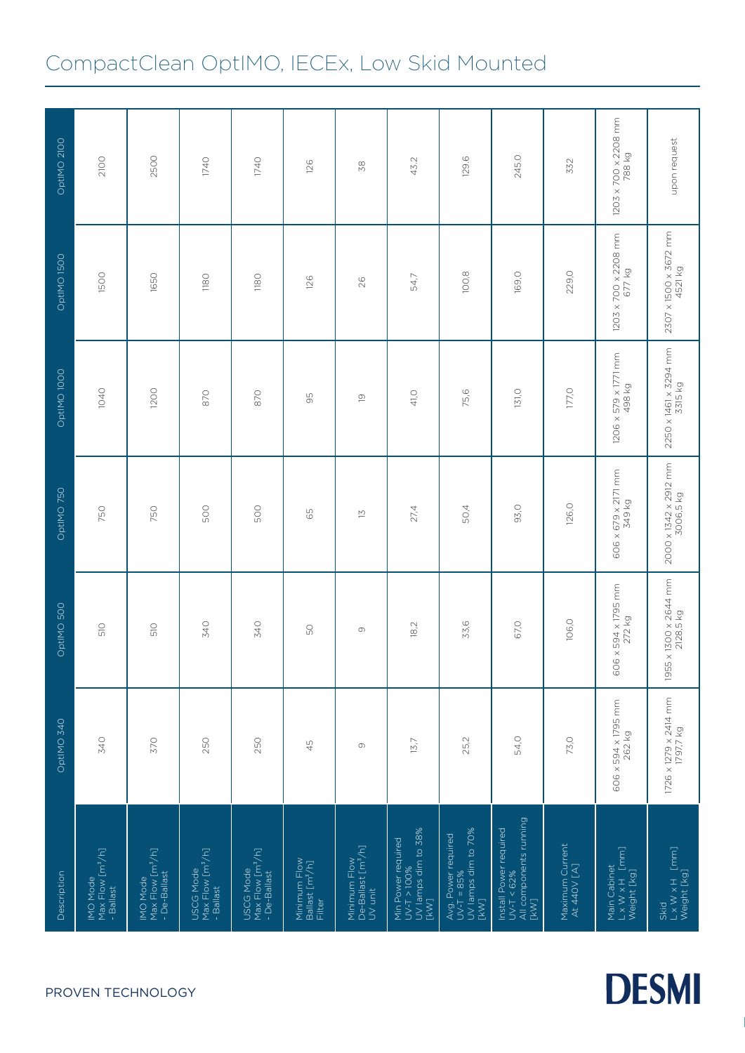# CompactClean OptIMO, IECEx, Low Skid Mounted

| Description | OptIMO 340 | OptIMO 500 | OptIMO 750 | OptIMO 1000 | OptIMO 1500 | OptIMO 2100 |
|---|---|---|---|---|---|---|
| IMO Mode Max Flow [m³/h] - Ballast | 340 | 510 | 750 | 1040 | 1500 | 2100 |
| IMO Mode Max Flow [m³/h] - De-Ballast | 370 | 510 | 750 | 1200 | 1650 | 2500 |
| USCG Mode Max Flow [m³/h] - Ballast | 250 | 340 | 500 | 870 | 1180 | 1740 |
| USCG Mode Max Flow [m³/h] - De-Ballast | 250 | 340 | 500 | 870 | 1180 | 1740 |
| Minimum Flow Ballast [m³/h] Filter | 45 | 50 | 65 | 95 | 126 | 126 |
| Minimum Flow De-Ballast [m³/h] UV unit | 9 | 9 | 13 | 19 | 26 | 38 |
| Min Power required UV-T > 100% UV lamps dim to 38% [kW] | 13,7 | 18,2 | 27,4 | 41,0 | 54,7 | 43,2 |
| Avg. Power required UV-T = 85% UV lamps dim to 70% [kW] | 25,2 | 33,6 | 50,4 | 75,6 | 100,8 | 129,6 |
| Install Power required UV-T < 62% All components running [kW] | 54,0 | 67,0 | 93,0 | 131,0 | 169,0 | 245,0 |
| Maximum Current At 440V [A] | 73,0 | 106,0 | 126,0 | 177,0 | 229,0 | 332 |
| Main Cabinet L x W x H [mm] Weight [kg] | 606 x 594 x 1795 mm 262 kg | 606 x 594 x 1795 mm 272 kg | 606 x 679 x 2171 mm 349 kg | 1206 x 579 x 1771 mm 498 kg | 1203 x 700 x 2208 mm 677 kg | 1203 x 700 x 2208 mm 788 kg |
| Skid L x W x H [mm] Weight [kg] | 1726 x 1279 x 2414 mm 1797,7 kg | 1955 x 1300 x 2644 mm 2128,5 kg | 2000 x 1342 x 2912 mm 3006,5 kg | 2250 x 1461 x 3294 mm 3315 kg | 2307 x 1500 x 3672 mm 4521 kg | upon request |

PROVEN TECHNOLOGY

DESMI